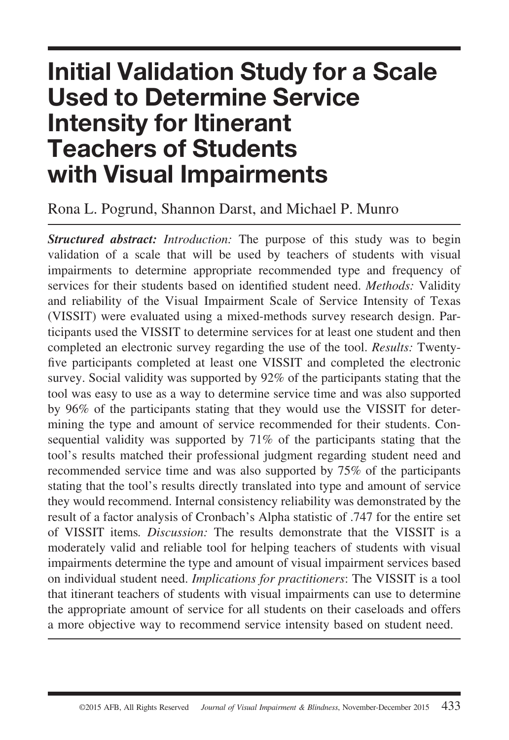# Initial Validation Study for a Scale Used to Determine Service Intensity for Itinerant Teachers of Students with Visual Impairments

Rona L. Pogrund, Shannon Darst, and Michael P. Munro

***Structured abstract:*** *Introduction:* The purpose of this study was to begin validation of a scale that will be used by teachers of students with visual impairments to determine appropriate recommended type and frequency of services for their students based on identified student need. *Methods:* Validity and reliability of the Visual Impairment Scale of Service Intensity of Texas (VISSIT) were evaluated using a mixed-methods survey research design. Participants used the VISSIT to determine services for at least one student and then completed an electronic survey regarding the use of the tool. *Results:* Twenty-five participants completed at least one VISSIT and completed the electronic survey. Social validity was supported by 92% of the participants stating that the tool was easy to use as a way to determine service time and was also supported by 96% of the participants stating that they would use the VISSIT for determining the type and amount of service recommended for their students. Consequential validity was supported by 71% of the participants stating that the tool's results matched their professional judgment regarding student need and recommended service time and was also supported by 75% of the participants stating that the tool's results directly translated into type and amount of service they would recommend. Internal consistency reliability was demonstrated by the result of a factor analysis of Cronbach's Alpha statistic of .747 for the entire set of VISSIT items. *Discussion:* The results demonstrate that the VISSIT is a moderately valid and reliable tool for helping teachers of students with visual impairments determine the type and amount of visual impairment services based on individual student need. *Implications for practitioners*: The VISSIT is a tool that itinerant teachers of students with visual impairments can use to determine the appropriate amount of service for all students on their caseloads and offers a more objective way to recommend service intensity based on student need.

©2015 AFB, All Rights Reserved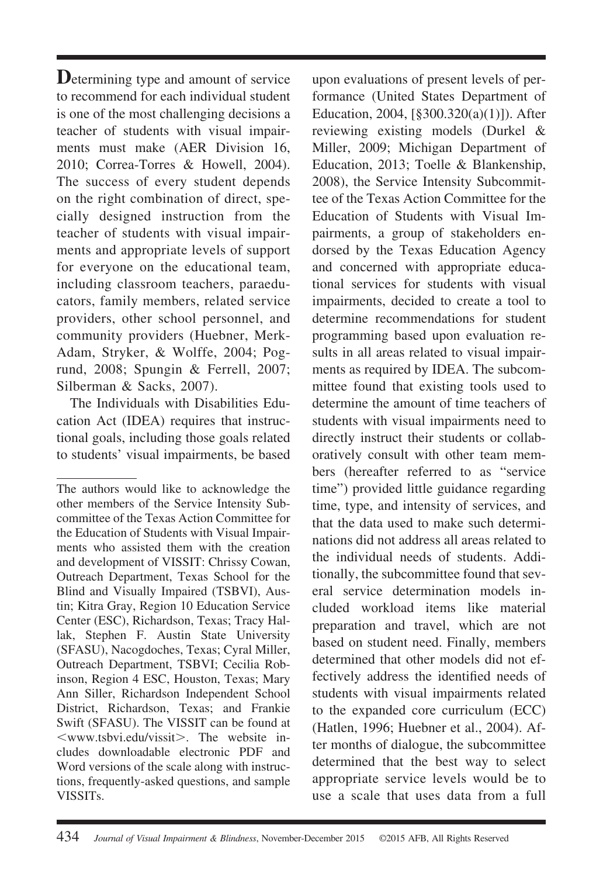**D**etermining type and amount of service to recommend for each individual student is one of the most challenging decisions a teacher of students with visual impairments must make (AER Division 16, 2010; Correa-Torres & Howell, 2004). The success of every student depends on the right combination of direct, specially designed instruction from the teacher of students with visual impairments and appropriate levels of support for everyone on the educational team, including classroom teachers, paraeducators, family members, related service providers, other school personnel, and community providers (Huebner, Merk-Adam, Stryker, & Wolffe, 2004; Pogrund, 2008; Spungin & Ferrell, 2007; Silberman & Sacks, 2007).

The Individuals with Disabilities Education Act (IDEA) requires that instructional goals, including those goals related to students' visual impairments, be based upon evaluations of present levels of performance (United States Department of Education, 2004, [§300.320(a)(1)]). After reviewing existing models (Durkel & Miller, 2009; Michigan Department of Education, 2013; Toelle & Blankenship, 2008), the Service Intensity Subcommittee of the Texas Action Committee for the Education of Students with Visual Impairments, a group of stakeholders endorsed by the Texas Education Agency and concerned with appropriate educational services for students with visual impairments, decided to create a tool to determine recommendations for student programming based upon evaluation results in all areas related to visual impairments as required by IDEA. The subcommittee found that existing tools used to determine the amount of time teachers of students with visual impairments need to directly instruct their students or collaboratively consult with other team members (hereafter referred to as "service time") provided little guidance regarding time, type, and intensity of services, and that the data used to make such determinations did not address all areas related to the individual needs of students. Additionally, the subcommittee found that several service determination models included workload items like material preparation and travel, which are not based on student need. Finally, members determined that other models did not effectively address the identified needs of students with visual impairments related to the expanded core curriculum (ECC) (Hatlen, 1996; Huebner et al., 2004). After months of dialogue, the subcommittee determined that the best way to select appropriate service levels would be to use a scale that uses data from a full

---

The authors would like to acknowledge the other members of the Service Intensity Subcommittee of the Texas Action Committee for the Education of Students with Visual Impairments who assisted them with the creation and development of VISSIT: Chrissy Cowan, Outreach Department, Texas School for the Blind and Visually Impaired (TSBVI), Austin; Kitra Gray, Region 10 Education Service Center (ESC), Richardson, Texas; Tracy Hallak, Stephen F. Austin State University (SFASU), Nacogdoches, Texas; Cyral Miller, Outreach Department, TSBVI; Cecilia Robinson, Region 4 ESC, Houston, Texas; Mary Ann Siller, Richardson Independent School District, Richardson, Texas; and Frankie Swift (SFASU). The VISSIT can be found at <www.tsbvi.edu/vissit>. The website includes downloadable electronic PDF and Word versions of the scale along with instructions, frequently-asked questions, and sample VISSITs.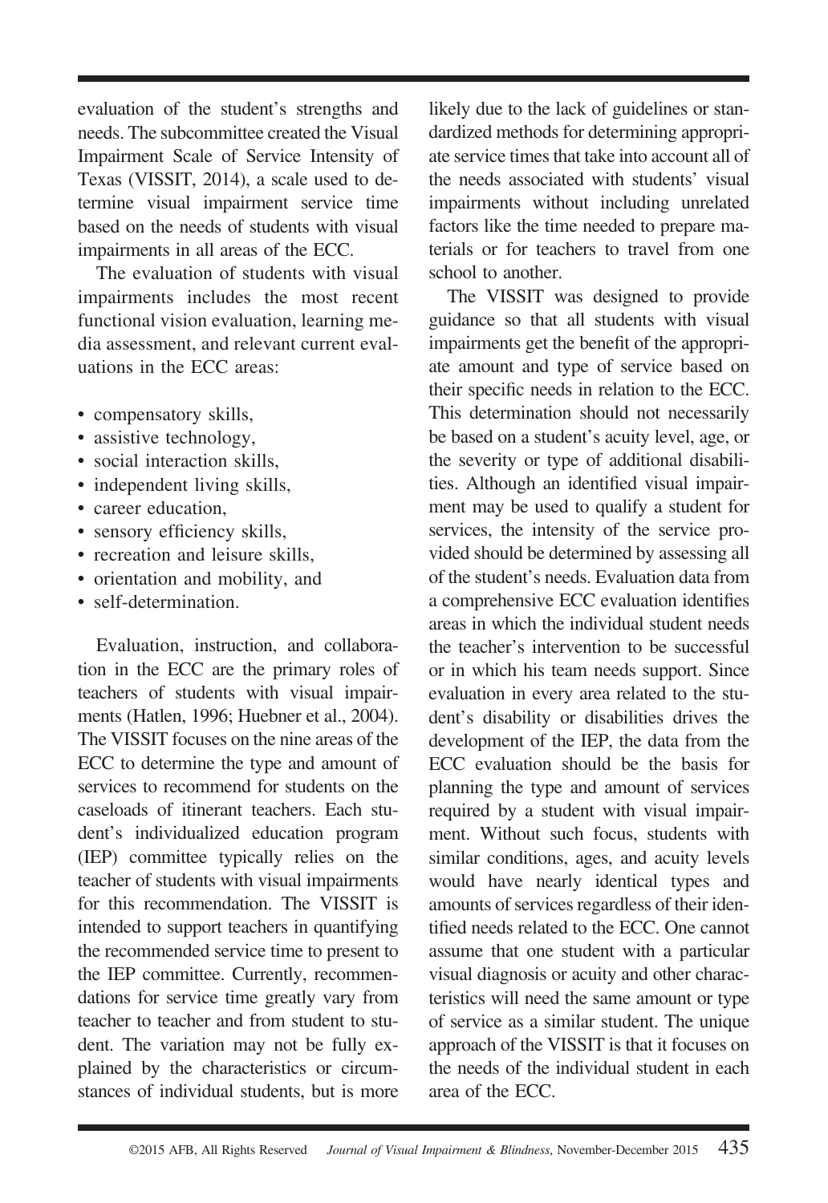evaluation of the student's strengths and needs. The subcommittee created the Visual Impairment Scale of Service Intensity of Texas (VISSIT, 2014), a scale used to determine visual impairment service time based on the needs of students with visual impairments in all areas of the ECC.

The evaluation of students with visual impairments includes the most recent functional vision evaluation, learning media assessment, and relevant current evaluations in the ECC areas:

- compensatory skills,
- assistive technology,
- social interaction skills,
- independent living skills,
- career education,
- sensory efficiency skills,
- recreation and leisure skills,
- orientation and mobility, and
- self-determination.

Evaluation, instruction, and collaboration in the ECC are the primary roles of teachers of students with visual impairments (Hatlen, 1996; Huebner et al., 2004). The VISSIT focuses on the nine areas of the ECC to determine the type and amount of services to recommend for students on the caseloads of itinerant teachers. Each student's individualized education program (IEP) committee typically relies on the teacher of students with visual impairments for this recommendation. The VISSIT is intended to support teachers in quantifying the recommended service time to present to the IEP committee. Currently, recommendations for service time greatly vary from teacher to teacher and from student to student. The variation may not be fully explained by the characteristics or circumstances of individual students, but is more likely due to the lack of guidelines or standardized methods for determining appropriate service times that take into account all of the needs associated with students' visual impairments without including unrelated factors like the time needed to prepare materials or for teachers to travel from one school to another.

The VISSIT was designed to provide guidance so that all students with visual impairments get the benefit of the appropriate amount and type of service based on their specific needs in relation to the ECC. This determination should not necessarily be based on a student's acuity level, age, or the severity or type of additional disabilities. Although an identified visual impairment may be used to qualify a student for services, the intensity of the service provided should be determined by assessing all of the student's needs. Evaluation data from a comprehensive ECC evaluation identifies areas in which the individual student needs the teacher's intervention to be successful or in which his team needs support. Since evaluation in every area related to the student's disability or disabilities drives the development of the IEP, the data from the ECC evaluation should be the basis for planning the type and amount of services required by a student with visual impairment. Without such focus, students with similar conditions, ages, and acuity levels would have nearly identical types and amounts of services regardless of their identified needs related to the ECC. One cannot assume that one student with a particular visual diagnosis or acuity and other characteristics will need the same amount or type of service as a similar student. The unique approach of the VISSIT is that it focuses on the needs of the individual student in each area of the ECC.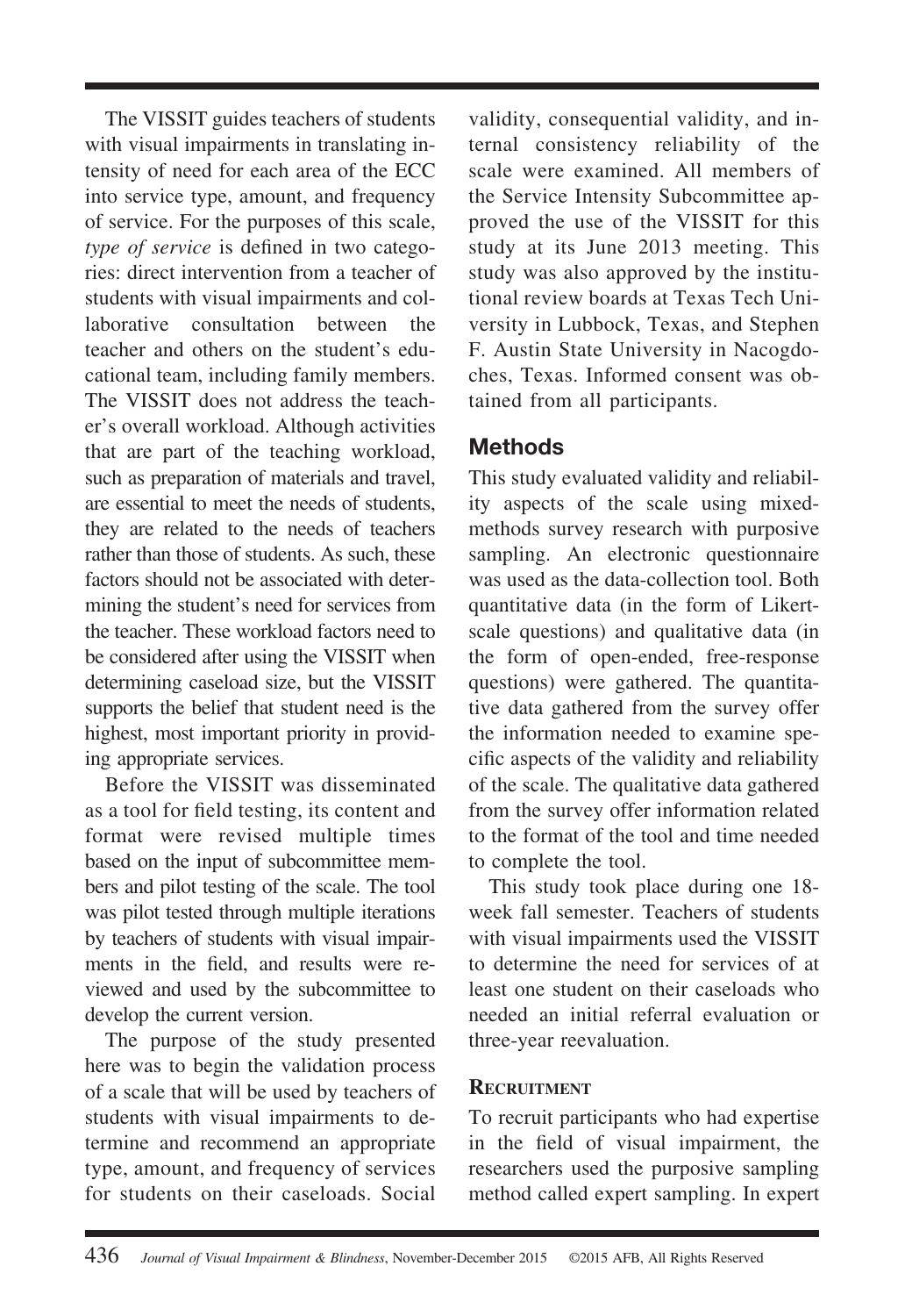The VISSIT guides teachers of students with visual impairments in translating intensity of need for each area of the ECC into service type, amount, and frequency of service. For the purposes of this scale, *type of service* is defined in two categories: direct intervention from a teacher of students with visual impairments and collaborative consultation between the teacher and others on the student's educational team, including family members. The VISSIT does not address the teacher's overall workload. Although activities that are part of the teaching workload, such as preparation of materials and travel, are essential to meet the needs of students, they are related to the needs of teachers rather than those of students. As such, these factors should not be associated with determining the student's need for services from the teacher. These workload factors need to be considered after using the VISSIT when determining caseload size, but the VISSIT supports the belief that student need is the highest, most important priority in providing appropriate services.

Before the VISSIT was disseminated as a tool for field testing, its content and format were revised multiple times based on the input of subcommittee members and pilot testing of the scale. The tool was pilot tested through multiple iterations by teachers of students with visual impairments in the field, and results were reviewed and used by the subcommittee to develop the current version.

The purpose of the study presented here was to begin the validation process of a scale that will be used by teachers of students with visual impairments to determine and recommend an appropriate type, amount, and frequency of services for students on their caseloads. Social validity, consequential validity, and internal consistency reliability of the scale were examined. All members of the Service Intensity Subcommittee approved the use of the VISSIT for this study at its June 2013 meeting. This study was also approved by the institutional review boards at Texas Tech University in Lubbock, Texas, and Stephen F. Austin State University in Nacogdoches, Texas. Informed consent was obtained from all participants.

## Methods

This study evaluated validity and reliability aspects of the scale using mixed-methods survey research with purposive sampling. An electronic questionnaire was used as the data-collection tool. Both quantitative data (in the form of Likert-scale questions) and qualitative data (in the form of open-ended, free-response questions) were gathered. The quantitative data gathered from the survey offer the information needed to examine specific aspects of the validity and reliability of the scale. The qualitative data gathered from the survey offer information related to the format of the tool and time needed to complete the tool.

This study took place during one 18-week fall semester. Teachers of students with visual impairments used the VISSIT to determine the need for services of at least one student on their caseloads who needed an initial referral evaluation or three-year reevaluation.

### Recruitment

To recruit participants who had expertise in the field of visual impairment, the researchers used the purposive sampling method called expert sampling. In expert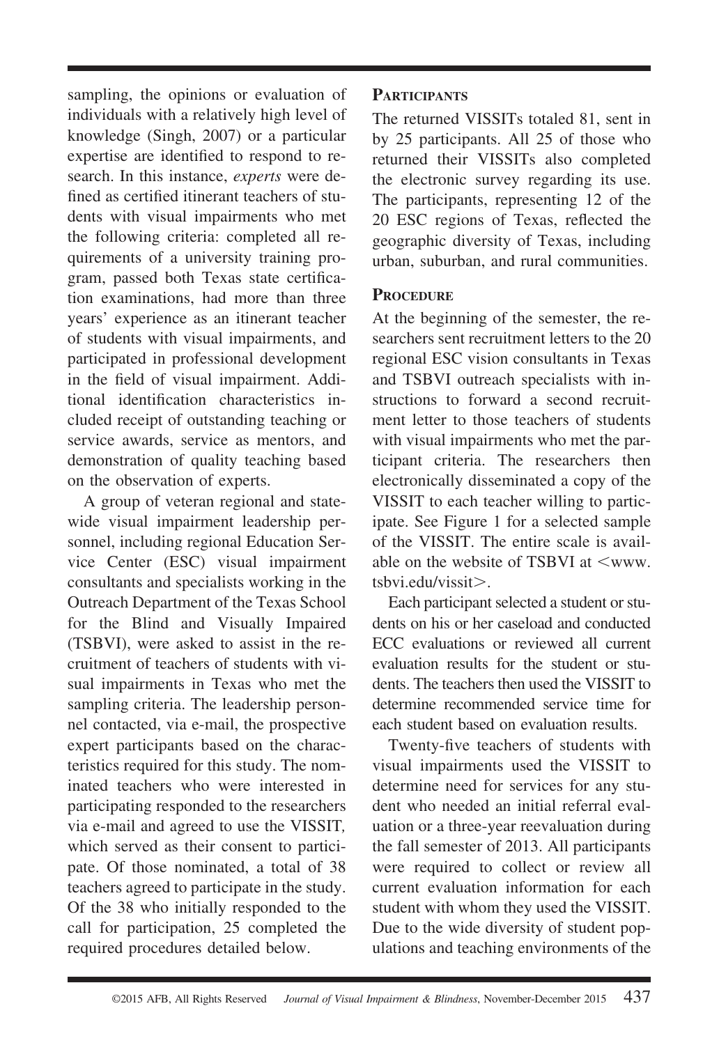sampling, the opinions or evaluation of individuals with a relatively high level of knowledge (Singh, 2007) or a particular expertise are identified to respond to research. In this instance, *experts* were defined as certified itinerant teachers of students with visual impairments who met the following criteria: completed all requirements of a university training program, passed both Texas state certification examinations, had more than three years' experience as an itinerant teacher of students with visual impairments, and participated in professional development in the field of visual impairment. Additional identification characteristics included receipt of outstanding teaching or service awards, service as mentors, and demonstration of quality teaching based on the observation of experts.

A group of veteran regional and statewide visual impairment leadership personnel, including regional Education Service Center (ESC) visual impairment consultants and specialists working in the Outreach Department of the Texas School for the Blind and Visually Impaired (TSBVI), were asked to assist in the recruitment of teachers of students with visual impairments in Texas who met the sampling criteria. The leadership personnel contacted, via e-mail, the prospective expert participants based on the characteristics required for this study. The nominated teachers who were interested in participating responded to the researchers via e-mail and agreed to use the VISSIT, which served as their consent to participate. Of those nominated, a total of 38 teachers agreed to participate in the study. Of the 38 who initially responded to the call for participation, 25 completed the required procedures detailed below.

### Participants

The returned VISSITs totaled 81, sent in by 25 participants. All 25 of those who returned their VISSITs also completed the electronic survey regarding its use. The participants, representing 12 of the 20 ESC regions of Texas, reflected the geographic diversity of Texas, including urban, suburban, and rural communities.

### Procedure

At the beginning of the semester, the researchers sent recruitment letters to the 20 regional ESC vision consultants in Texas and TSBVI outreach specialists with instructions to forward a second recruitment letter to those teachers of students with visual impairments who met the participant criteria. The researchers then electronically disseminated a copy of the VISSIT to each teacher willing to participate. See Figure 1 for a selected sample of the VISSIT. The entire scale is available on the website of TSBVI at <www.tsbvi.edu/vissit>.

Each participant selected a student or students on his or her caseload and conducted ECC evaluations or reviewed all current evaluation results for the student or students. The teachers then used the VISSIT to determine recommended service time for each student based on evaluation results.

Twenty-five teachers of students with visual impairments used the VISSIT to determine need for services for any student who needed an initial referral evaluation or a three-year reevaluation during the fall semester of 2013. All participants were required to collect or review all current evaluation information for each student with whom they used the VISSIT. Due to the wide diversity of student populations and teaching environments of the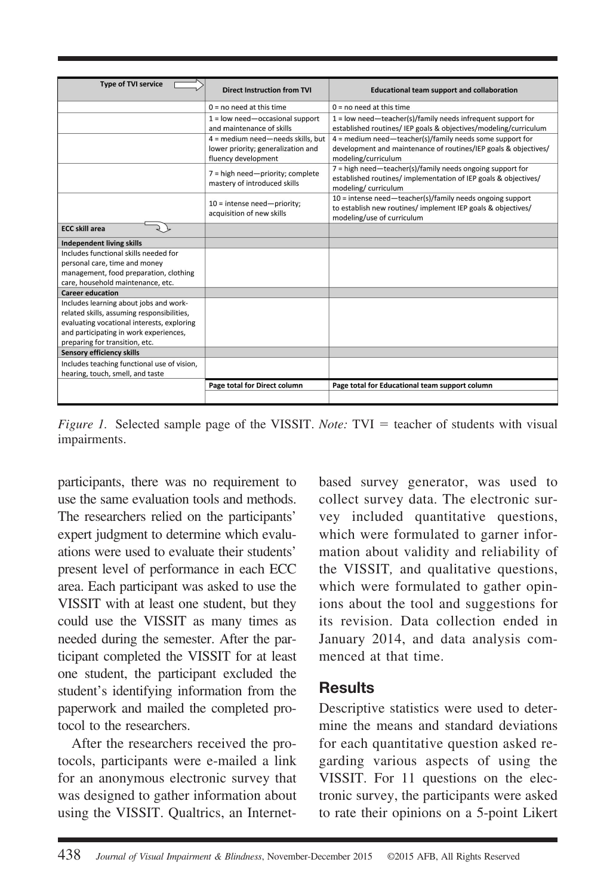| Type of TVI service ⇨ | Direct Instruction from TVI | Educational team support and collaboration |
|---|---|---|
| | 0 = no need at this time | 0 = no need at this time |
| | 1 = low need—occasional support and maintenance of skills | 1 = low need—teacher(s)/family needs infrequent support for established routines/ IEP goals & objectives/modeling/curriculum |
| | 4 = medium need—needs skills, but lower priority; generalization and fluency development | 4 = medium need—teacher(s)/family needs some support for development and maintenance of routines/IEP goals & objectives/ modeling/curriculum |
| | 7 = high need—priority; complete mastery of introduced skills | 7 = high need—teacher(s)/family needs ongoing support for established routines/ implementation of IEP goals & objectives/ modeling/ curriculum |
| | 10 = intense need—priority; acquisition of new skills | 10 = intense need—teacher(s)/family needs ongoing support to establish new routines/ implement IEP goals & objectives/ modeling/use of curriculum |
| **ECC skill area** | | |
| **Independent living skills** | | |
| Includes functional skills needed for personal care, time and money management, food preparation, clothing care, household maintenance, etc. | | |
| **Career education** | | |
| Includes learning about jobs and work-related skills, assuming responsibilities, evaluating vocational interests, exploring and participating in work experiences, preparing for transition, etc. | | |
| **Sensory efficiency skills** | | |
| Includes teaching functional use of vision, hearing, touch, smell, and taste | | |
| | **Page total for Direct column** | **Page total for Educational team support column** |
| | | |

*Figure 1.* Selected sample page of the VISSIT. *Note:* TVI = teacher of students with visual impairments.

participants, there was no requirement to use the same evaluation tools and methods. The researchers relied on the participants' expert judgment to determine which evaluations were used to evaluate their students' present level of performance in each ECC area. Each participant was asked to use the VISSIT with at least one student, but they could use the VISSIT as many times as needed during the semester. After the participant completed the VISSIT for at least one student, the participant excluded the student's identifying information from the paperwork and mailed the completed protocol to the researchers.

After the researchers received the protocols, participants were e-mailed a link for an anonymous electronic survey that was designed to gather information about using the VISSIT. Qualtrics, an Internet-based survey generator, was used to collect survey data. The electronic survey included quantitative questions, which were formulated to garner information about validity and reliability of the VISSIT, and qualitative questions, which were formulated to gather opinions about the tool and suggestions for its revision. Data collection ended in January 2014, and data analysis commenced at that time.

## Results

Descriptive statistics were used to determine the means and standard deviations for each quantitative question asked regarding various aspects of using the VISSIT. For 11 questions on the electronic survey, the participants were asked to rate their opinions on a 5-point Likert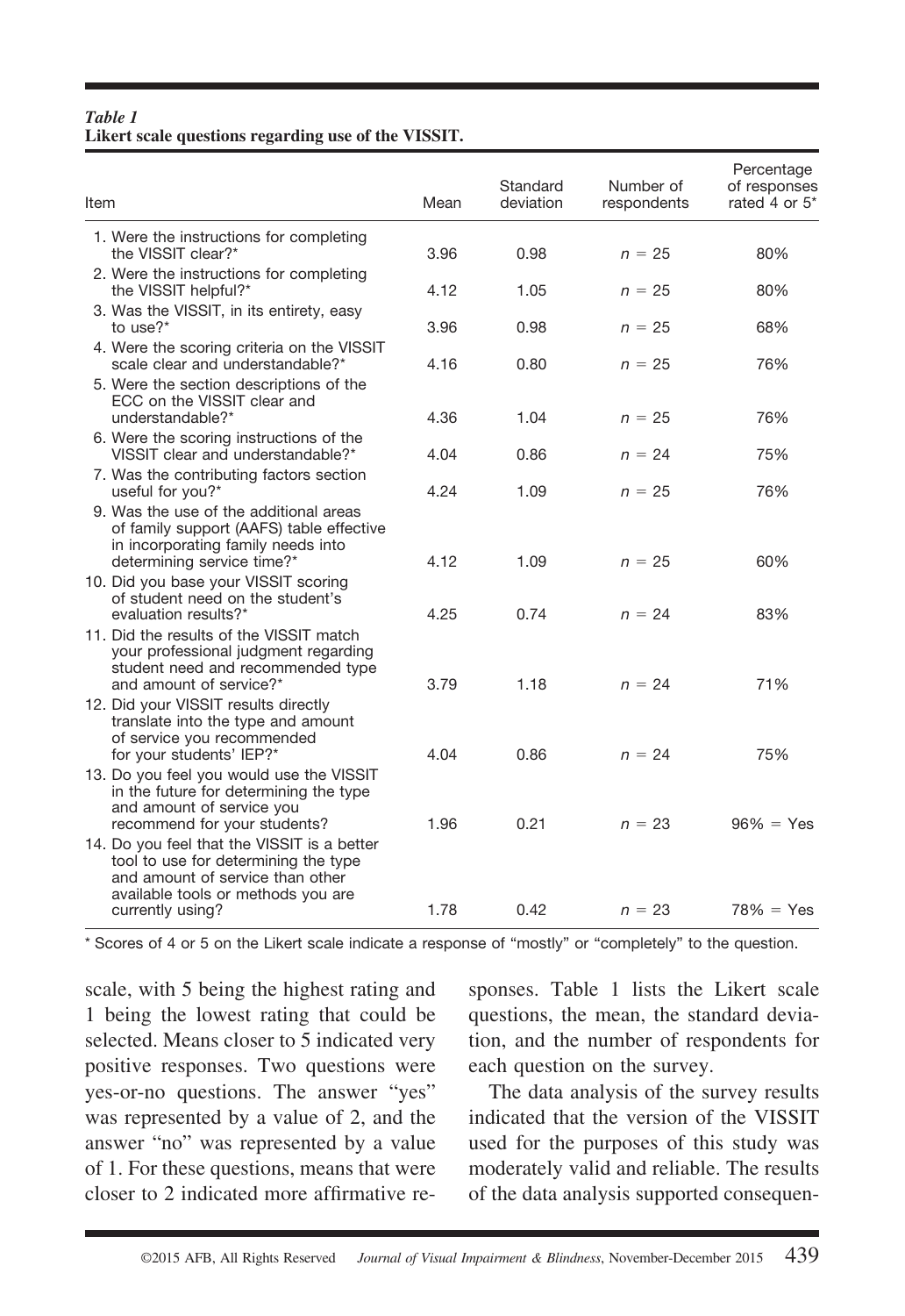*Table 1*
**Likert scale questions regarding use of the VISSIT.**

| Item | Mean | Standard deviation | Number of respondents | Percentage of responses rated 4 or 5* |
|---|---|---|---|---|
| 1. Were the instructions for completing the VISSIT clear?* | 3.96 | 0.98 | $n = 25$ | 80% |
| 2. Were the instructions for completing the VISSIT helpful?* | 4.12 | 1.05 | $n = 25$ | 80% |
| 3. Was the VISSIT, in its entirety, easy to use?* | 3.96 | 0.98 | $n = 25$ | 68% |
| 4. Were the scoring criteria on the VISSIT scale clear and understandable?* | 4.16 | 0.80 | $n = 25$ | 76% |
| 5. Were the section descriptions of the ECC on the VISSIT clear and understandable?* | 4.36 | 1.04 | $n = 25$ | 76% |
| 6. Were the scoring instructions of the VISSIT clear and understandable?* | 4.04 | 0.86 | $n = 24$ | 75% |
| 7. Was the contributing factors section useful for you?* | 4.24 | 1.09 | $n = 25$ | 76% |
| 9. Was the use of the additional areas of family support (AAFS) table effective in incorporating family needs into determining service time?* | 4.12 | 1.09 | $n = 25$ | 60% |
| 10. Did you base your VISSIT scoring of student need on the student's evaluation results?* | 4.25 | 0.74 | $n = 24$ | 83% |
| 11. Did the results of the VISSIT match your professional judgment regarding student need and recommended type and amount of service?* | 3.79 | 1.18 | $n = 24$ | 71% |
| 12. Did your VISSIT results directly translate into the type and amount of service you recommended for your students' IEP?* | 4.04 | 0.86 | $n = 24$ | 75% |
| 13. Do you feel you would use the VISSIT in the future for determining the type and amount of service you recommend for your students? | 1.96 | 0.21 | $n = 23$ | 96% = Yes |
| 14. Do you feel that the VISSIT is a better tool to use for determining the type and amount of service than other available tools or methods you are currently using? | 1.78 | 0.42 | $n = 23$ | 78% = Yes |

\* Scores of 4 or 5 on the Likert scale indicate a response of "mostly" or "completely" to the question.

scale, with 5 being the highest rating and 1 being the lowest rating that could be selected. Means closer to 5 indicated very positive responses. Two questions were yes-or-no questions. The answer "yes" was represented by a value of 2, and the answer "no" was represented by a value of 1. For these questions, means that were closer to 2 indicated more affirmative responses. Table 1 lists the Likert scale questions, the mean, the standard deviation, and the number of respondents for each question on the survey.

The data analysis of the survey results indicated that the version of the VISSIT used for the purposes of this study was moderately valid and reliable. The results of the data analysis supported consequen-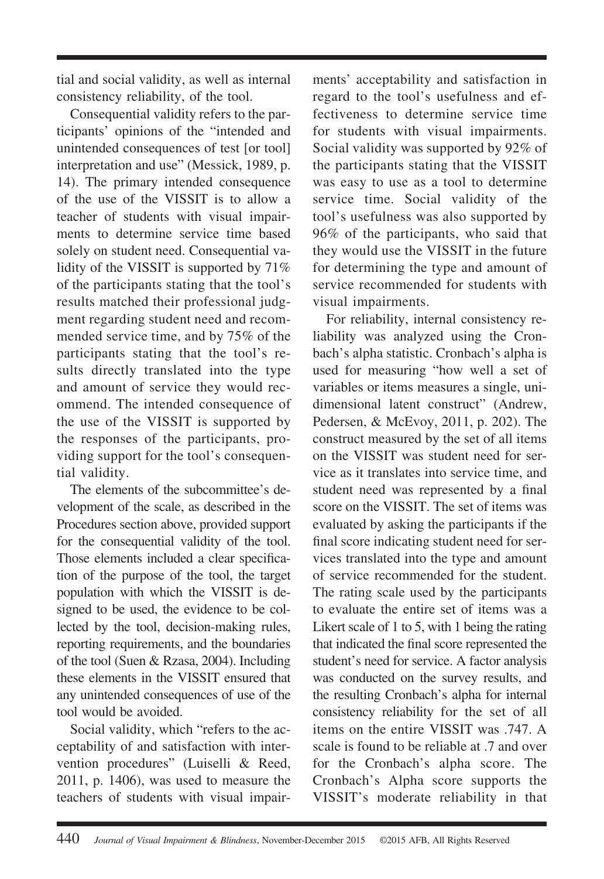tial and social validity, as well as internal consistency reliability, of the tool.

Consequential validity refers to the participants' opinions of the "intended and unintended consequences of test [or tool] interpretation and use" (Messick, 1989, p. 14). The primary intended consequence of the use of the VISSIT is to allow a teacher of students with visual impairments to determine service time based solely on student need. Consequential validity of the VISSIT is supported by 71% of the participants stating that the tool's results matched their professional judgment regarding student need and recommended service time, and by 75% of the participants stating that the tool's results directly translated into the type and amount of service they would recommend. The intended consequence of the use of the VISSIT is supported by the responses of the participants, providing support for the tool's consequential validity.

The elements of the subcommittee's development of the scale, as described in the Procedures section above, provided support for the consequential validity of the tool. Those elements included a clear specification of the purpose of the tool, the target population with which the VISSIT is designed to be used, the evidence to be collected by the tool, decision-making rules, reporting requirements, and the boundaries of the tool (Suen & Rzasa, 2004). Including these elements in the VISSIT ensured that any unintended consequences of use of the tool would be avoided.

Social validity, which "refers to the acceptability of and satisfaction with intervention procedures" (Luiselli & Reed, 2011, p. 1406), was used to measure the teachers of students with visual impairments' acceptability and satisfaction in regard to the tool's usefulness and effectiveness to determine service time for students with visual impairments. Social validity was supported by 92% of the participants stating that the VISSIT was easy to use as a tool to determine service time. Social validity of the tool's usefulness was also supported by 96% of the participants, who said that they would use the VISSIT in the future for determining the type and amount of service recommended for students with visual impairments.

For reliability, internal consistency reliability was analyzed using the Cronbach's alpha statistic. Cronbach's alpha is used for measuring "how well a set of variables or items measures a single, unidimensional latent construct" (Andrew, Pedersen, & McEvoy, 2011, p. 202). The construct measured by the set of all items on the VISSIT was student need for service as it translates into service time, and student need was represented by a final score on the VISSIT. The set of items was evaluated by asking the participants if the final score indicating student need for services translated into the type and amount of service recommended for the student. The rating scale used by the participants to evaluate the entire set of items was a Likert scale of 1 to 5, with 1 being the rating that indicated the final score represented the student's need for service. A factor analysis was conducted on the survey results, and the resulting Cronbach's alpha for internal consistency reliability for the set of all items on the entire VISSIT was .747. A scale is found to be reliable at .7 and over for the Cronbach's alpha score. The Cronbach's Alpha score supports the VISSIT's moderate reliability in that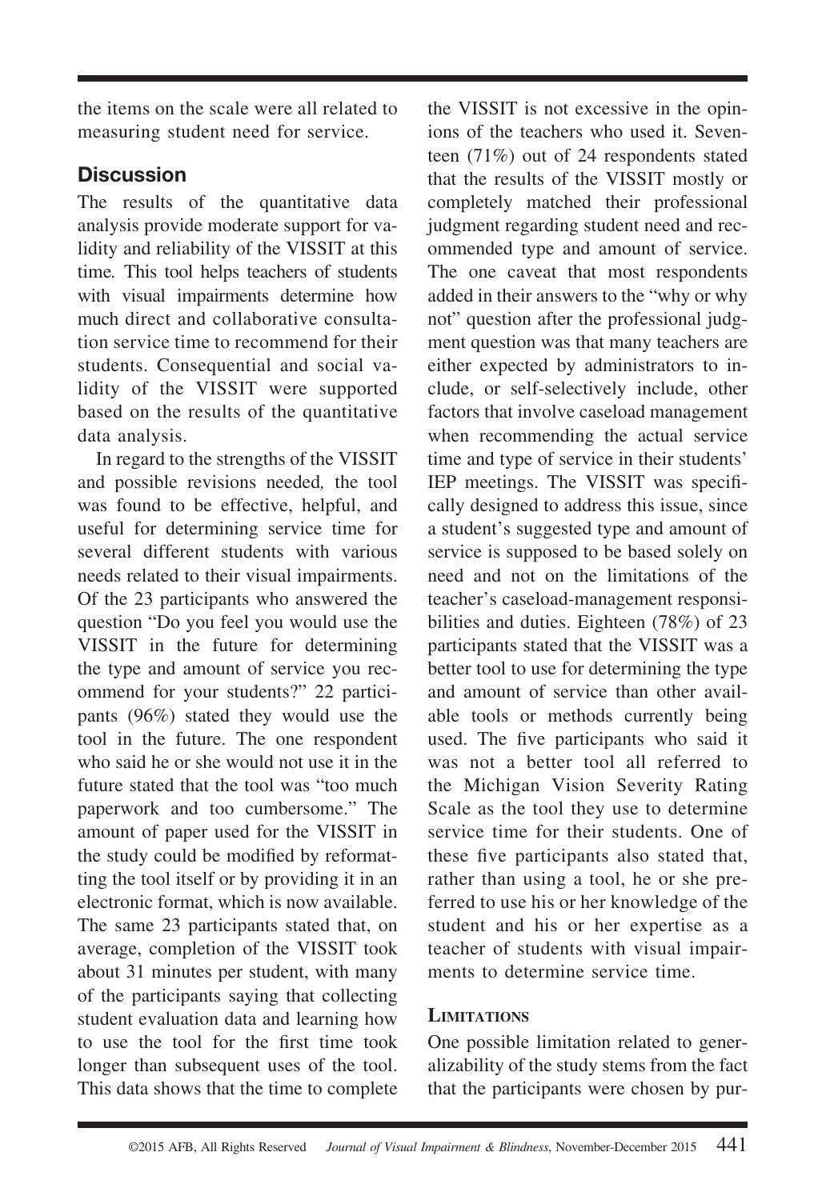the items on the scale were all related to measuring student need for service.

## Discussion

The results of the quantitative data analysis provide moderate support for validity and reliability of the VISSIT at this time. This tool helps teachers of students with visual impairments determine how much direct and collaborative consultation service time to recommend for their students. Consequential and social validity of the VISSIT were supported based on the results of the quantitative data analysis.

In regard to the strengths of the VISSIT and possible revisions needed, the tool was found to be effective, helpful, and useful for determining service time for several different students with various needs related to their visual impairments. Of the 23 participants who answered the question "Do you feel you would use the VISSIT in the future for determining the type and amount of service you recommend for your students?" 22 participants (96%) stated they would use the tool in the future. The one respondent who said he or she would not use it in the future stated that the tool was "too much paperwork and too cumbersome." The amount of paper used for the VISSIT in the study could be modified by reformatting the tool itself or by providing it in an electronic format, which is now available. The same 23 participants stated that, on average, completion of the VISSIT took about 31 minutes per student, with many of the participants saying that collecting student evaluation data and learning how to use the tool for the first time took longer than subsequent uses of the tool. This data shows that the time to complete the VISSIT is not excessive in the opinions of the teachers who used it. Seventeen (71%) out of 24 respondents stated that the results of the VISSIT mostly or completely matched their professional judgment regarding student need and recommended type and amount of service. The one caveat that most respondents added in their answers to the "why or why not" question after the professional judgment question was that many teachers are either expected by administrators to include, or self-selectively include, other factors that involve caseload management when recommending the actual service time and type of service in their students' IEP meetings. The VISSIT was specifically designed to address this issue, since a student's suggested type and amount of service is supposed to be based solely on need and not on the limitations of the teacher's caseload-management responsibilities and duties. Eighteen (78%) of 23 participants stated that the VISSIT was a better tool to use for determining the type and amount of service than other available tools or methods currently being used. The five participants who said it was not a better tool all referred to the Michigan Vision Severity Rating Scale as the tool they use to determine service time for their students. One of these five participants also stated that, rather than using a tool, he or she preferred to use his or her knowledge of the student and his or her expertise as a teacher of students with visual impairments to determine service time.

### Limitations

One possible limitation related to generalizability of the study stems from the fact that the participants were chosen by pur-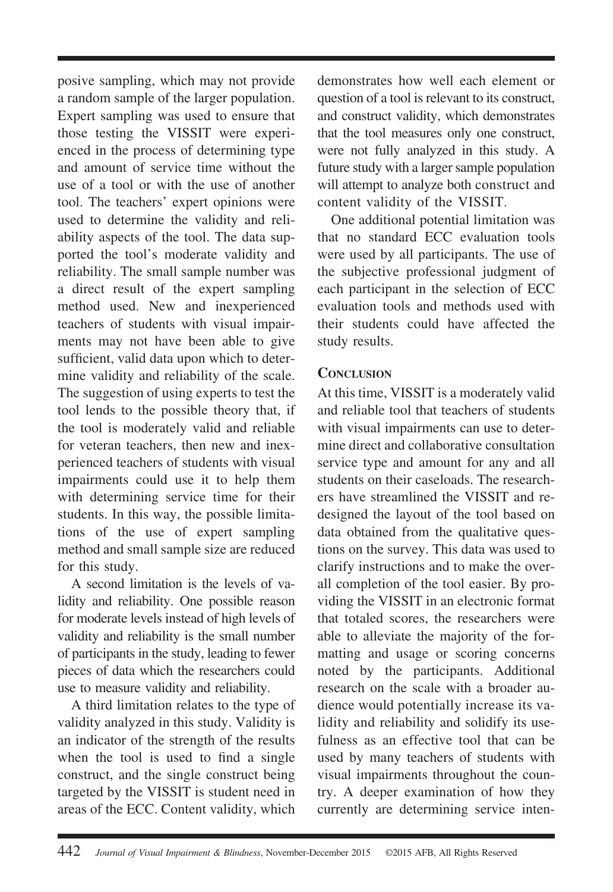posive sampling, which may not provide a random sample of the larger population. Expert sampling was used to ensure that those testing the VISSIT were experienced in the process of determining type and amount of service time without the use of a tool or with the use of another tool. The teachers' expert opinions were used to determine the validity and reliability aspects of the tool. The data supported the tool's moderate validity and reliability. The small sample number was a direct result of the expert sampling method used. New and inexperienced teachers of students with visual impairments may not have been able to give sufficient, valid data upon which to determine validity and reliability of the scale. The suggestion of using experts to test the tool lends to the possible theory that, if the tool is moderately valid and reliable for veteran teachers, then new and inexperienced teachers of students with visual impairments could use it to help them with determining service time for their students. In this way, the possible limitations of the use of expert sampling method and small sample size are reduced for this study.

A second limitation is the levels of validity and reliability. One possible reason for moderate levels instead of high levels of validity and reliability is the small number of participants in the study, leading to fewer pieces of data which the researchers could use to measure validity and reliability.

A third limitation relates to the type of validity analyzed in this study. Validity is an indicator of the strength of the results when the tool is used to find a single construct, and the single construct being targeted by the VISSIT is student need in areas of the ECC. Content validity, which demonstrates how well each element or question of a tool is relevant to its construct, and construct validity, which demonstrates that the tool measures only one construct, were not fully analyzed in this study. A future study with a larger sample population will attempt to analyze both construct and content validity of the VISSIT.

One additional potential limitation was that no standard ECC evaluation tools were used by all participants. The use of the subjective professional judgment of each participant in the selection of ECC evaluation tools and methods used with their students could have affected the study results.

## Conclusion

At this time, VISSIT is a moderately valid and reliable tool that teachers of students with visual impairments can use to determine direct and collaborative consultation service type and amount for any and all students on their caseloads. The researchers have streamlined the VISSIT and redesigned the layout of the tool based on data obtained from the qualitative questions on the survey. This data was used to clarify instructions and to make the overall completion of the tool easier. By providing the VISSIT in an electronic format that totaled scores, the researchers were able to alleviate the majority of the formatting and usage or scoring concerns noted by the participants. Additional research on the scale with a broader audience would potentially increase its validity and reliability and solidify its usefulness as an effective tool that can be used by many teachers of students with visual impairments throughout the country. A deeper examination of how they currently are determining service inten-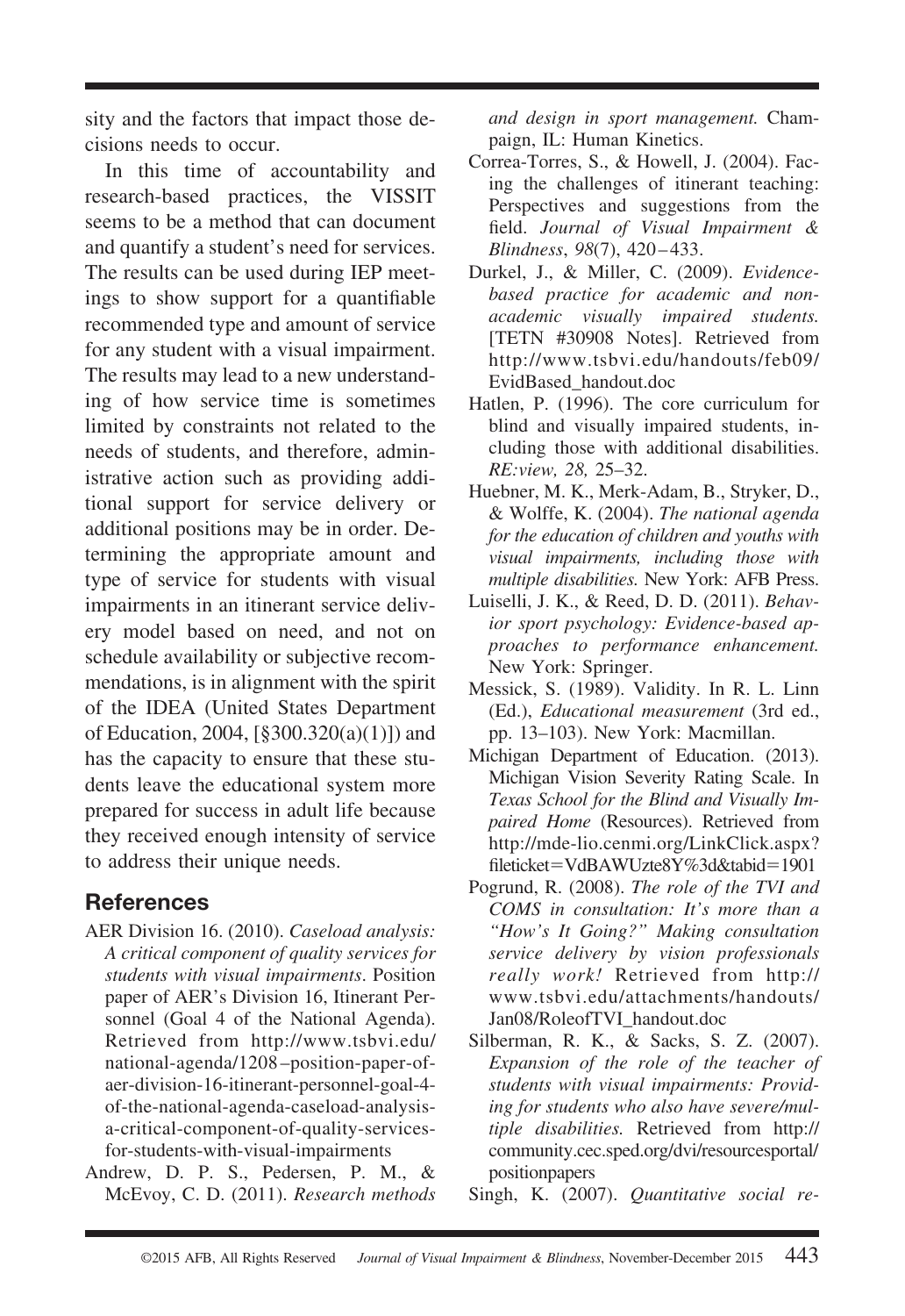sity and the factors that impact those decisions needs to occur.

In this time of accountability and research-based practices, the VISSIT seems to be a method that can document and quantify a student's need for services. The results can be used during IEP meetings to show support for a quantifiable recommended type and amount of service for any student with a visual impairment. The results may lead to a new understanding of how service time is sometimes limited by constraints not related to the needs of students, and therefore, administrative action such as providing additional support for service delivery or additional positions may be in order. Determining the appropriate amount and type of service for students with visual impairments in an itinerant service delivery model based on need, and not on schedule availability or subjective recommendations, is in alignment with the spirit of the IDEA (United States Department of Education, 2004, [§300.320(a)(1)]) and has the capacity to ensure that these students leave the educational system more prepared for success in adult life because they received enough intensity of service to address their unique needs.

## References

AER Division 16. (2010). *Caseload analysis: A critical component of quality services for students with visual impairments*. Position paper of AER's Division 16, Itinerant Personnel (Goal 4 of the National Agenda). Retrieved from http://www.tsbvi.edu/national-agenda/1208–position-paper-of-aer-division-16-itinerant-personnel-goal-4-of-the-national-agenda-caseload-analysis-a-critical-component-of-quality-services-for-students-with-visual-impairments

Andrew, D. P. S., Pedersen, P. M., & McEvoy, C. D. (2011). *Research methods and design in sport management.* Champaign, IL: Human Kinetics.

Correa-Torres, S., & Howell, J. (2004). Facing the challenges of itinerant teaching: Perspectives and suggestions from the field. *Journal of Visual Impairment & Blindness*, *98*(7), 420–433.

Durkel, J., & Miller, C. (2009). *Evidence-based practice for academic and non-academic visually impaired students.* [TETN #30908 Notes]. Retrieved from http://www.tsbvi.edu/handouts/feb09/EvidBased_handout.doc

Hatlen, P. (1996). The core curriculum for blind and visually impaired students, including those with additional disabilities. *RE:view, 28,* 25–32.

Huebner, M. K., Merk-Adam, B., Stryker, D., & Wolffe, K. (2004). *The national agenda for the education of children and youths with visual impairments, including those with multiple disabilities.* New York: AFB Press.

Luiselli, J. K., & Reed, D. D. (2011). *Behavior sport psychology: Evidence-based approaches to performance enhancement.* New York: Springer.

Messick, S. (1989). Validity. In R. L. Linn (Ed.), *Educational measurement* (3rd ed., pp. 13–103). New York: Macmillan.

Michigan Department of Education. (2013). Michigan Vision Severity Rating Scale. In *Texas School for the Blind and Visually Impaired Home* (Resources). Retrieved from http://mde-lio.cenmi.org/LinkClick.aspx?fileticket=VdBAWUzte8Y%3d&tabid=1901

Pogrund, R. (2008). *The role of the TVI and COMS in consultation: It's more than a "How's It Going?" Making consultation service delivery by vision professionals really work!* Retrieved from http://www.tsbvi.edu/attachments/handouts/Jan08/RoleofTVI_handout.doc

Silberman, R. K., & Sacks, S. Z. (2007). *Expansion of the role of the teacher of students with visual impairments: Providing for students who also have severe/multiple disabilities.* Retrieved from http://community.cec.sped.org/dvi/resourcesportal/positionpapers

Singh, K. (2007). *Quantitative social re-*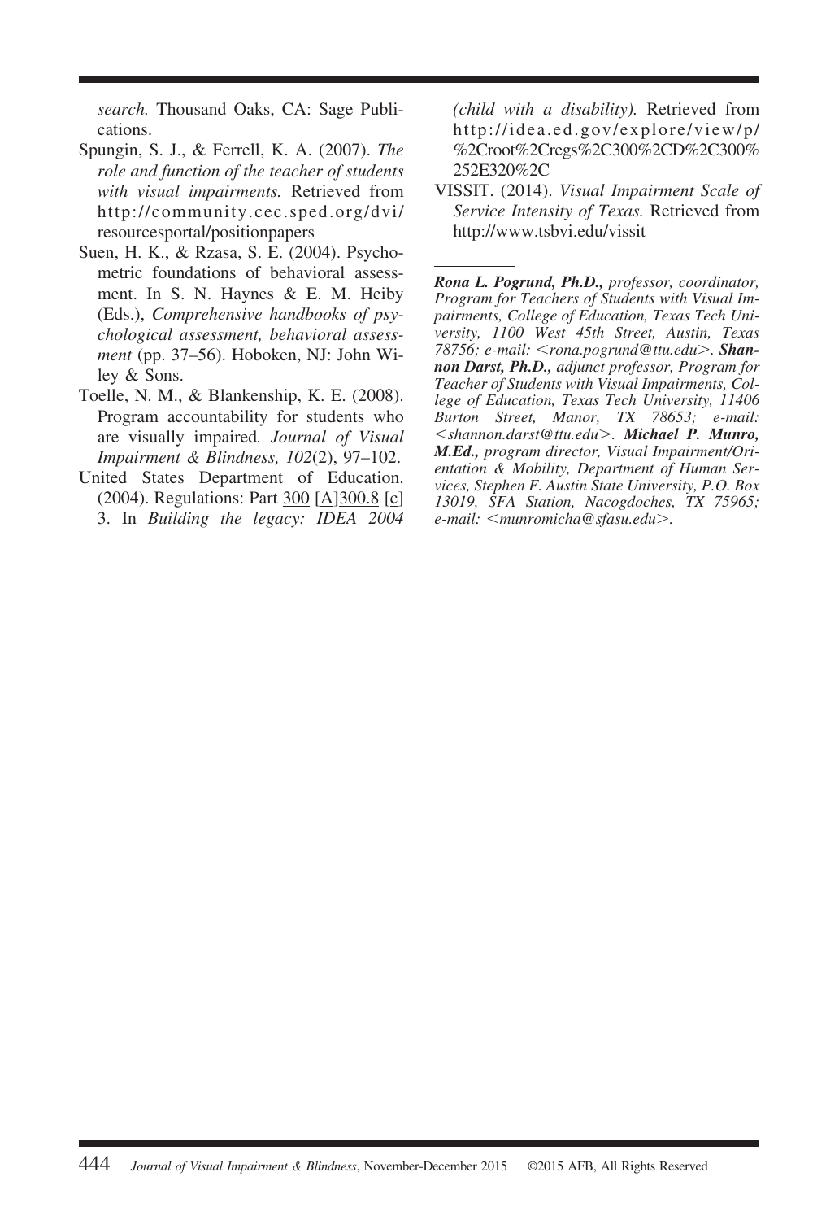*search.* Thousand Oaks, CA: Sage Publications.

Spungin, S. J., & Ferrell, K. A. (2007). *The role and function of the teacher of students with visual impairments.* Retrieved from http://community.cec.sped.org/dvi/resourcesportal/positionpapers

Suen, H. K., & Rzasa, S. E. (2004). Psychometric foundations of behavioral assessment. In S. N. Haynes & E. M. Heiby (Eds.), *Comprehensive handbooks of psychological assessment, behavioral assessment* (pp. 37–56). Hoboken, NJ: John Wiley & Sons.

Toelle, N. M., & Blankenship, K. E. (2008). Program accountability for students who are visually impaired. *Journal of Visual Impairment & Blindness, 102*(2), 97–102.

United States Department of Education. (2004). Regulations: Part 300 [A]300.8 [c] 3. In *Building the legacy: IDEA 2004 (child with a disability).* Retrieved from http://idea.ed.gov/explore/view/p/%2Croot%2Cregs%2C300%2CD%2C300%252E320%2C

VISSIT. (2014). *Visual Impairment Scale of Service Intensity of Texas.* Retrieved from http://www.tsbvi.edu/vissit

---

***Rona L. Pogrund, Ph.D.,*** *professor, coordinator, Program for Teachers of Students with Visual Impairments, College of Education, Texas Tech University, 1100 West 45th Street, Austin, Texas 78756; e-mail: <rona.pogrund@ttu.edu>.* ***Shannon Darst, Ph.D.,*** *adjunct professor, Program for Teacher of Students with Visual Impairments, College of Education, Texas Tech University, 11406 Burton Street, Manor, TX 78653; e-mail: <shannon.darst@ttu.edu>.* ***Michael P. Munro, M.Ed.,*** *program director, Visual Impairment/Orientation & Mobility, Department of Human Services, Stephen F. Austin State University, P.O. Box 13019, SFA Station, Nacogdoches, TX 75965; e-mail: <munromicha@sfasu.edu>.*